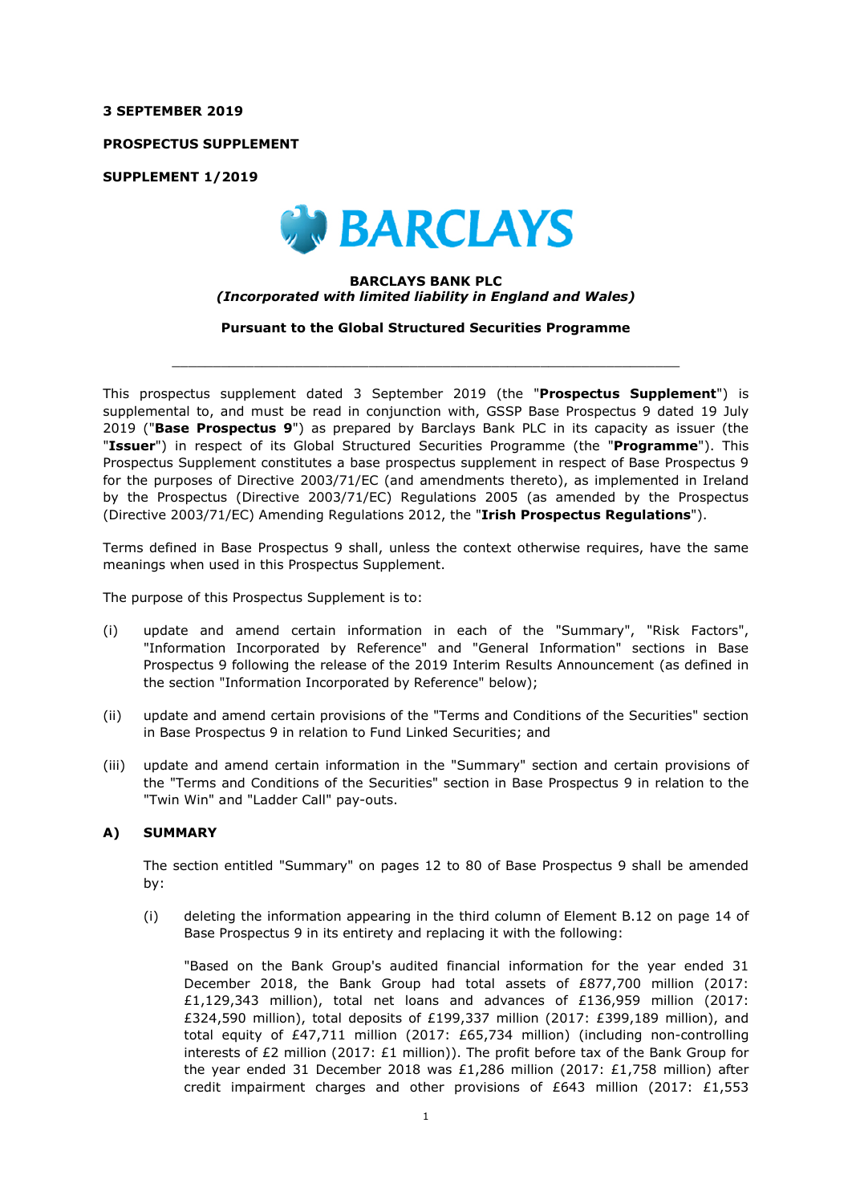**3 SEPTEMBER 2019**

**PROSPECTUS SUPPLEMENT**

**SUPPLEMENT 1/2019**

BARCLAYS

**BARCLAYS BANK PLC**
***(Incorporated with limited liability in England and Wales)***

**Pursuant to the Global Structured Securities Programme**

---

This prospectus supplement dated 3 September 2019 (the "**Prospectus Supplement**") is supplemental to, and must be read in conjunction with, GSSP Base Prospectus 9 dated 19 July 2019 ("**Base Prospectus 9**") as prepared by Barclays Bank PLC in its capacity as issuer (the "**Issuer**") in respect of its Global Structured Securities Programme (the "**Programme**"). This Prospectus Supplement constitutes a base prospectus supplement in respect of Base Prospectus 9 for the purposes of Directive 2003/71/EC (and amendments thereto), as implemented in Ireland by the Prospectus (Directive 2003/71/EC) Regulations 2005 (as amended by the Prospectus (Directive 2003/71/EC) Amending Regulations 2012, the "**Irish Prospectus Regulations**").

Terms defined in Base Prospectus 9 shall, unless the context otherwise requires, have the same meanings when used in this Prospectus Supplement.

The purpose of this Prospectus Supplement is to:

(i) update and amend certain information in each of the "Summary", "Risk Factors", "Information Incorporated by Reference" and "General Information" sections in Base Prospectus 9 following the release of the 2019 Interim Results Announcement (as defined in the section "Information Incorporated by Reference" below);

(ii) update and amend certain provisions of the "Terms and Conditions of the Securities" section in Base Prospectus 9 in relation to Fund Linked Securities; and

(iii) update and amend certain information in the "Summary" section and certain provisions of the "Terms and Conditions of the Securities" section in Base Prospectus 9 in relation to the "Twin Win" and "Ladder Call" pay-outs.

## A) SUMMARY

The section entitled "Summary" on pages 12 to 80 of Base Prospectus 9 shall be amended by:

(i) deleting the information appearing in the third column of Element B.12 on page 14 of Base Prospectus 9 in its entirety and replacing it with the following:

"Based on the Bank Group's audited financial information for the year ended 31 December 2018, the Bank Group had total assets of £877,700 million (2017: £1,129,343 million), total net loans and advances of £136,959 million (2017: £324,590 million), total deposits of £199,337 million (2017: £399,189 million), and total equity of £47,711 million (2017: £65,734 million) (including non-controlling interests of £2 million (2017: £1 million)). The profit before tax of the Bank Group for the year ended 31 December 2018 was £1,286 million (2017: £1,758 million) after credit impairment charges and other provisions of £643 million (2017: £1,553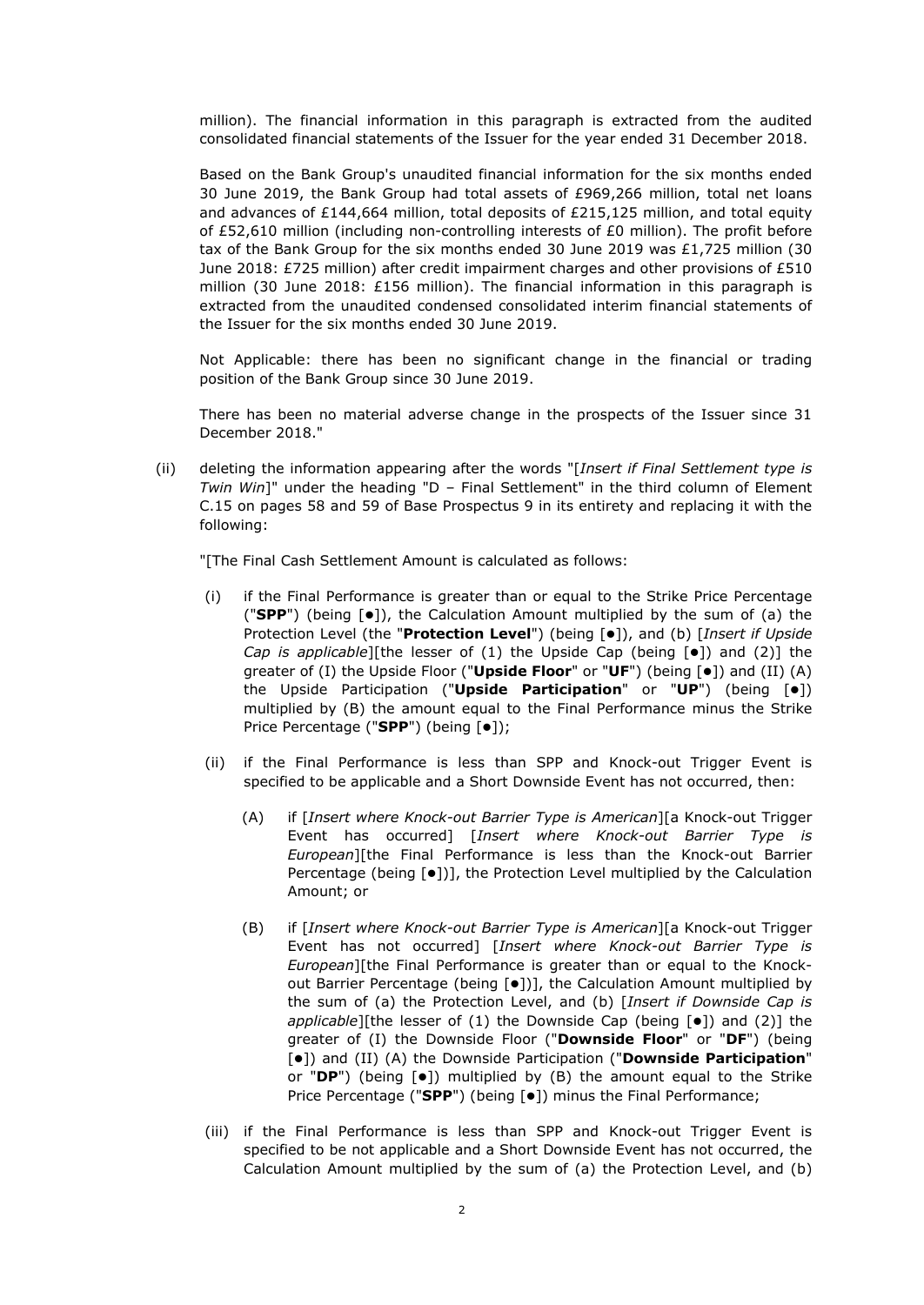million). The financial information in this paragraph is extracted from the audited consolidated financial statements of the Issuer for the year ended 31 December 2018.

Based on the Bank Group's unaudited financial information for the six months ended 30 June 2019, the Bank Group had total assets of £969,266 million, total net loans and advances of £144,664 million, total deposits of £215,125 million, and total equity of £52,610 million (including non-controlling interests of £0 million). The profit before tax of the Bank Group for the six months ended 30 June 2019 was £1,725 million (30 June 2018: £725 million) after credit impairment charges and other provisions of £510 million (30 June 2018: £156 million). The financial information in this paragraph is extracted from the unaudited condensed consolidated interim financial statements of the Issuer for the six months ended 30 June 2019.

Not Applicable: there has been no significant change in the financial or trading position of the Bank Group since 30 June 2019.

There has been no material adverse change in the prospects of the Issuer since 31 December 2018."

(ii) deleting the information appearing after the words "[*Insert if Final Settlement type is Twin Win*]" under the heading "D – Final Settlement" in the third column of Element C.15 on pages 58 and 59 of Base Prospectus 9 in its entirety and replacing it with the following:

"[The Final Cash Settlement Amount is calculated as follows:

(i) if the Final Performance is greater than or equal to the Strike Price Percentage ("**SPP**") (being [●]), the Calculation Amount multiplied by the sum of (a) the Protection Level (the "**Protection Level**") (being [●]), and (b) [*Insert if Upside Cap is applicable*][the lesser of (1) the Upside Cap (being [●]) and (2)] the greater of (I) the Upside Floor ("**Upside Floor**" or "**UF**") (being [●]) and (II) (A) the Upside Participation ("**Upside Participation**" or "**UP**") (being [●]) multiplied by (B) the amount equal to the Final Performance minus the Strike Price Percentage ("**SPP**") (being [●]);

(ii) if the Final Performance is less than SPP and Knock-out Trigger Event is specified to be applicable and a Short Downside Event has not occurred, then:

(A) if [*Insert where Knock-out Barrier Type is American*][a Knock-out Trigger Event has occurred] [*Insert where Knock-out Barrier Type is European*][the Final Performance is less than the Knock-out Barrier Percentage (being [●])], the Protection Level multiplied by the Calculation Amount; or

(B) if [*Insert where Knock-out Barrier Type is American*][a Knock-out Trigger Event has not occurred] [*Insert where Knock-out Barrier Type is European*][the Final Performance is greater than or equal to the Knock-out Barrier Percentage (being [●])], the Calculation Amount multiplied by the sum of (a) the Protection Level, and (b) [*Insert if Downside Cap is applicable*][the lesser of (1) the Downside Cap (being [●]) and (2)] the greater of (I) the Downside Floor ("**Downside Floor**" or "**DF**") (being [●]) and (II) (A) the Downside Participation ("**Downside Participation**" or "**DP**") (being [●]) multiplied by (B) the amount equal to the Strike Price Percentage ("**SPP**") (being [●]) minus the Final Performance;

(iii) if the Final Performance is less than SPP and Knock-out Trigger Event is specified to be not applicable and a Short Downside Event has not occurred, the Calculation Amount multiplied by the sum of (a) the Protection Level, and (b)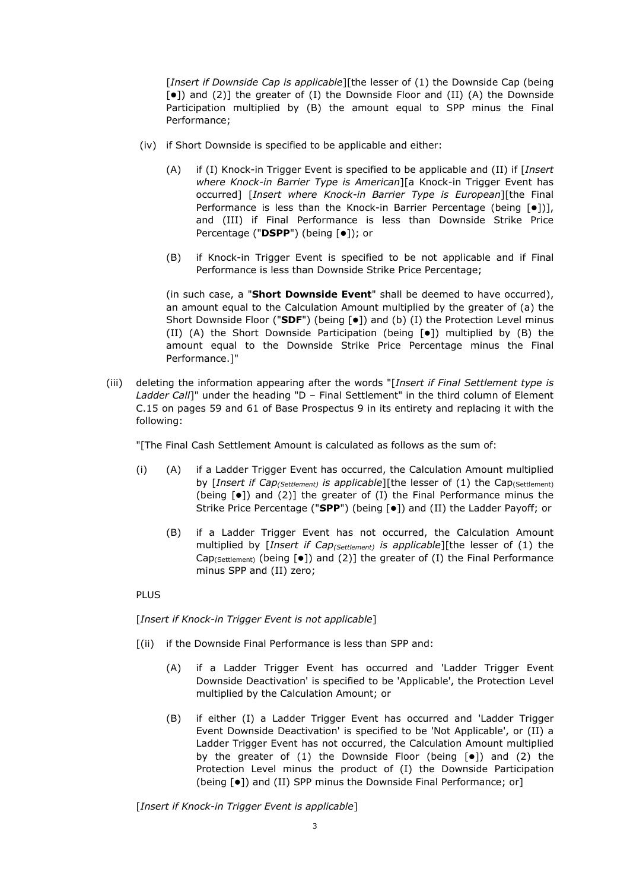[*Insert if Downside Cap is applicable*][the lesser of (1) the Downside Cap (being [●]) and (2)] the greater of (I) the Downside Floor and (II) (A) the Downside Participation multiplied by (B) the amount equal to SPP minus the Final Performance;

(iv) if Short Downside is specified to be applicable and either:

(A) if (I) Knock-in Trigger Event is specified to be applicable and (II) if [*Insert where Knock-in Barrier Type is American*][a Knock-in Trigger Event has occurred] [*Insert where Knock-in Barrier Type is European*][the Final Performance is less than the Knock-in Barrier Percentage (being [●])], and (III) if Final Performance is less than Downside Strike Price Percentage ("**DSPP**") (being [●]); or

(B) if Knock-in Trigger Event is specified to be not applicable and if Final Performance is less than Downside Strike Price Percentage;

(in such case, a "**Short Downside Event**" shall be deemed to have occurred), an amount equal to the Calculation Amount multiplied by the greater of (a) the Short Downside Floor ("**SDF**") (being [●]) and (b) (I) the Protection Level minus (II) (A) the Short Downside Participation (being [●]) multiplied by (B) the amount equal to the Downside Strike Price Percentage minus the Final Performance.]"

(iii) deleting the information appearing after the words "[*Insert if Final Settlement type is Ladder Call*]" under the heading "D – Final Settlement" in the third column of Element C.15 on pages 59 and 61 of Base Prospectus 9 in its entirety and replacing it with the following:

"[The Final Cash Settlement Amount is calculated as follows as the sum of:

(i) (A) if a Ladder Trigger Event has occurred, the Calculation Amount multiplied by [*Insert if $Cap_{(Settlement)}$ is applicable*][the lesser of (1) the $Cap_{(Settlement)}$ (being [●]) and (2)] the greater of (I) the Final Performance minus the Strike Price Percentage ("**SPP**") (being [●]) and (II) the Ladder Payoff; or

(B) if a Ladder Trigger Event has not occurred, the Calculation Amount multiplied by [*Insert if $Cap_{(Settlement)}$ is applicable*][the lesser of (1) the $Cap_{(Settlement)}$ (being [●]) and (2)] the greater of (I) the Final Performance minus SPP and (II) zero;

PLUS

[*Insert if Knock-in Trigger Event is not applicable*]

[(ii) if the Downside Final Performance is less than SPP and:

(A) if a Ladder Trigger Event has occurred and 'Ladder Trigger Event Downside Deactivation' is specified to be 'Applicable', the Protection Level multiplied by the Calculation Amount; or

(B) if either (I) a Ladder Trigger Event has occurred and 'Ladder Trigger Event Downside Deactivation' is specified to be 'Not Applicable', or (II) a Ladder Trigger Event has not occurred, the Calculation Amount multiplied by the greater of (1) the Downside Floor (being [●]) and (2) the Protection Level minus the product of (I) the Downside Participation (being [●]) and (II) SPP minus the Downside Final Performance; or]

[*Insert if Knock-in Trigger Event is applicable*]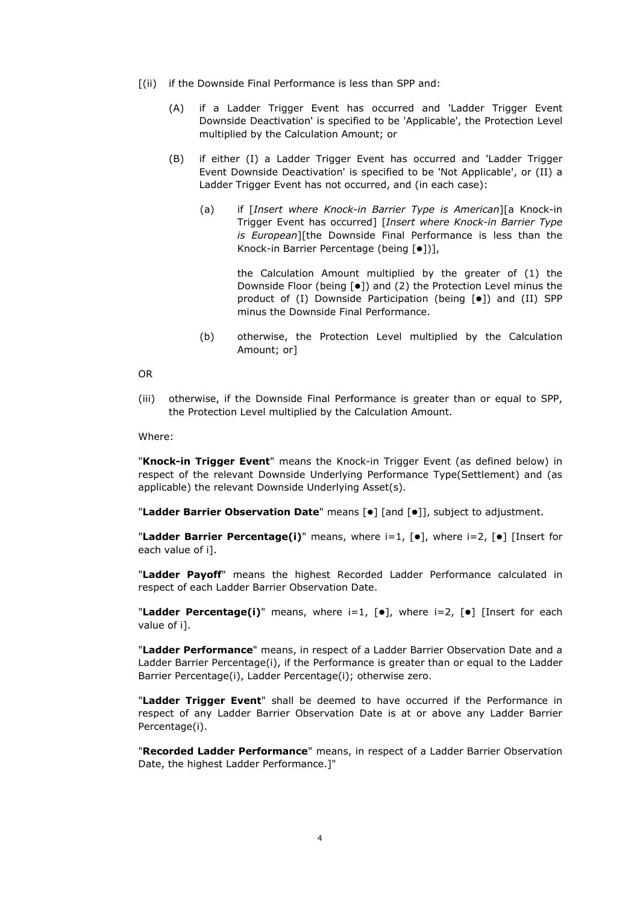[(ii) if the Downside Final Performance is less than SPP and:

(A) if a Ladder Trigger Event has occurred and 'Ladder Trigger Event Downside Deactivation' is specified to be 'Applicable', the Protection Level multiplied by the Calculation Amount; or

(B) if either (I) a Ladder Trigger Event has occurred and 'Ladder Trigger Event Downside Deactivation' is specified to be 'Not Applicable', or (II) a Ladder Trigger Event has not occurred, and (in each case):

(a) if [*Insert where Knock-in Barrier Type is American*][a Knock-in Trigger Event has occurred] [*Insert where Knock-in Barrier Type is European*][the Downside Final Performance is less than the Knock-in Barrier Percentage (being [●])],

the Calculation Amount multiplied by the greater of (1) the Downside Floor (being [●]) and (2) the Protection Level minus the product of (I) Downside Participation (being [●]) and (II) SPP minus the Downside Final Performance.

(b) otherwise, the Protection Level multiplied by the Calculation Amount; or]

OR

(iii) otherwise, if the Downside Final Performance is greater than or equal to SPP, the Protection Level multiplied by the Calculation Amount.

Where:

"**Knock-in Trigger Event**" means the Knock-in Trigger Event (as defined below) in respect of the relevant Downside Underlying Performance Type(Settlement) and (as applicable) the relevant Downside Underlying Asset(s).

"**Ladder Barrier Observation Date**" means [●] [and [●]], subject to adjustment.

"**Ladder Barrier Percentage(i)**" means, where i=1, [●], where i=2, [●] [Insert for each value of i].

"**Ladder Payoff**" means the highest Recorded Ladder Performance calculated in respect of each Ladder Barrier Observation Date.

"**Ladder Percentage(i)**" means, where i=1, [●], where i=2, [●] [Insert for each value of i].

"**Ladder Performance**" means, in respect of a Ladder Barrier Observation Date and a Ladder Barrier Percentage(i), if the Performance is greater than or equal to the Ladder Barrier Percentage(i), Ladder Percentage(i); otherwise zero.

"**Ladder Trigger Event**" shall be deemed to have occurred if the Performance in respect of any Ladder Barrier Observation Date is at or above any Ladder Barrier Percentage(i).

"**Recorded Ladder Performance**" means, in respect of a Ladder Barrier Observation Date, the highest Ladder Performance.]"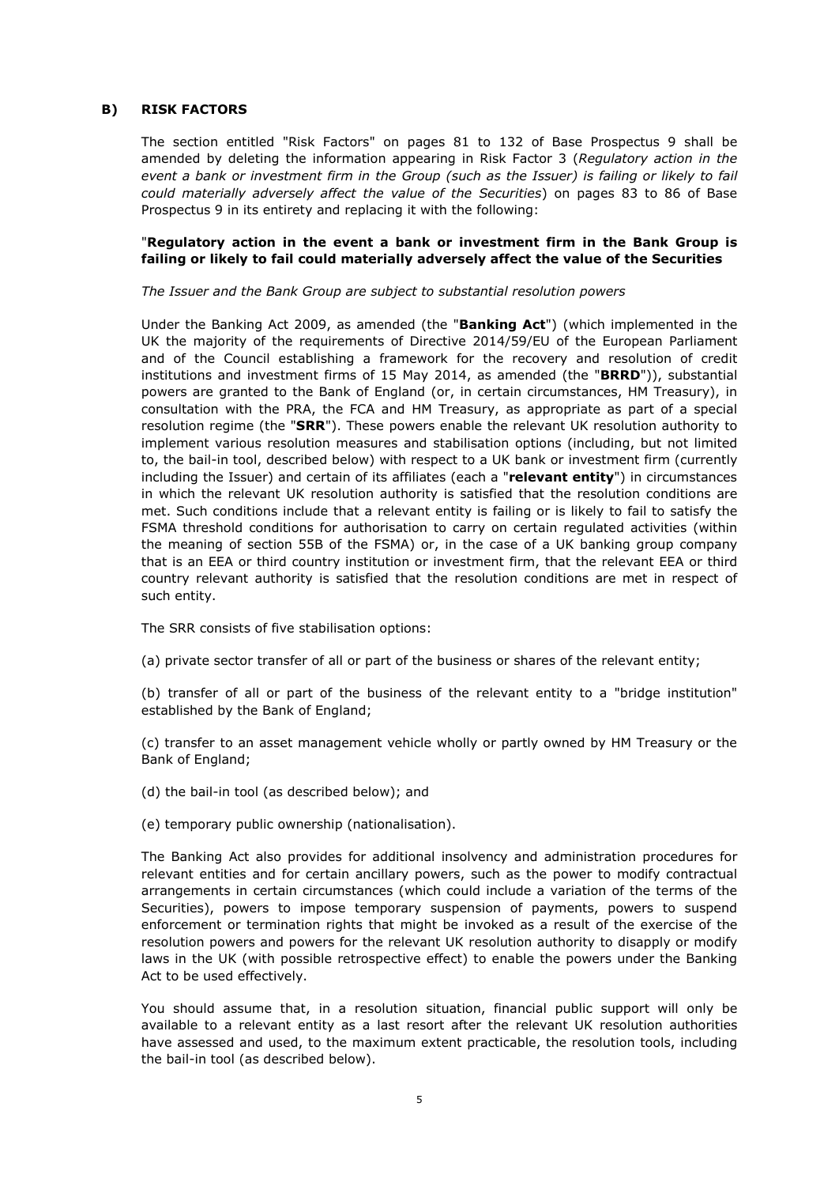## B) RISK FACTORS

The section entitled "Risk Factors" on pages 81 to 132 of Base Prospectus 9 shall be amended by deleting the information appearing in Risk Factor 3 (*Regulatory action in the event a bank or investment firm in the Group (such as the Issuer) is failing or likely to fail could materially adversely affect the value of the Securities*) on pages 83 to 86 of Base Prospectus 9 in its entirety and replacing it with the following:

"**Regulatory action in the event a bank or investment firm in the Bank Group is failing or likely to fail could materially adversely affect the value of the Securities**

*The Issuer and the Bank Group are subject to substantial resolution powers*

Under the Banking Act 2009, as amended (the "**Banking Act**") (which implemented in the UK the majority of the requirements of Directive 2014/59/EU of the European Parliament and of the Council establishing a framework for the recovery and resolution of credit institutions and investment firms of 15 May 2014, as amended (the "**BRRD**")), substantial powers are granted to the Bank of England (or, in certain circumstances, HM Treasury), in consultation with the PRA, the FCA and HM Treasury, as appropriate as part of a special resolution regime (the "**SRR**"). These powers enable the relevant UK resolution authority to implement various resolution measures and stabilisation options (including, but not limited to, the bail-in tool, described below) with respect to a UK bank or investment firm (currently including the Issuer) and certain of its affiliates (each a "**relevant entity**") in circumstances in which the relevant UK resolution authority is satisfied that the resolution conditions are met. Such conditions include that a relevant entity is failing or is likely to fail to satisfy the FSMA threshold conditions for authorisation to carry on certain regulated activities (within the meaning of section 55B of the FSMA) or, in the case of a UK banking group company that is an EEA or third country institution or investment firm, that the relevant EEA or third country relevant authority is satisfied that the resolution conditions are met in respect of such entity.

The SRR consists of five stabilisation options:

(a) private sector transfer of all or part of the business or shares of the relevant entity;

(b) transfer of all or part of the business of the relevant entity to a "bridge institution" established by the Bank of England;

(c) transfer to an asset management vehicle wholly or partly owned by HM Treasury or the Bank of England;

(d) the bail-in tool (as described below); and

(e) temporary public ownership (nationalisation).

The Banking Act also provides for additional insolvency and administration procedures for relevant entities and for certain ancillary powers, such as the power to modify contractual arrangements in certain circumstances (which could include a variation of the terms of the Securities), powers to impose temporary suspension of payments, powers to suspend enforcement or termination rights that might be invoked as a result of the exercise of the resolution powers and powers for the relevant UK resolution authority to disapply or modify laws in the UK (with possible retrospective effect) to enable the powers under the Banking Act to be used effectively.

You should assume that, in a resolution situation, financial public support will only be available to a relevant entity as a last resort after the relevant UK resolution authorities have assessed and used, to the maximum extent practicable, the resolution tools, including the bail-in tool (as described below).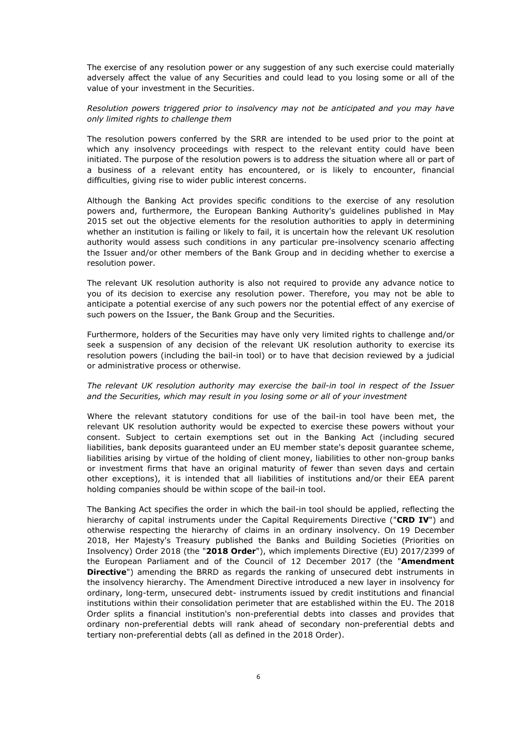The exercise of any resolution power or any suggestion of any such exercise could materially adversely affect the value of any Securities and could lead to you losing some or all of the value of your investment in the Securities.

*Resolution powers triggered prior to insolvency may not be anticipated and you may have only limited rights to challenge them*

The resolution powers conferred by the SRR are intended to be used prior to the point at which any insolvency proceedings with respect to the relevant entity could have been initiated. The purpose of the resolution powers is to address the situation where all or part of a business of a relevant entity has encountered, or is likely to encounter, financial difficulties, giving rise to wider public interest concerns.

Although the Banking Act provides specific conditions to the exercise of any resolution powers and, furthermore, the European Banking Authority's guidelines published in May 2015 set out the objective elements for the resolution authorities to apply in determining whether an institution is failing or likely to fail, it is uncertain how the relevant UK resolution authority would assess such conditions in any particular pre-insolvency scenario affecting the Issuer and/or other members of the Bank Group and in deciding whether to exercise a resolution power.

The relevant UK resolution authority is also not required to provide any advance notice to you of its decision to exercise any resolution power. Therefore, you may not be able to anticipate a potential exercise of any such powers nor the potential effect of any exercise of such powers on the Issuer, the Bank Group and the Securities.

Furthermore, holders of the Securities may have only very limited rights to challenge and/or seek a suspension of any decision of the relevant UK resolution authority to exercise its resolution powers (including the bail-in tool) or to have that decision reviewed by a judicial or administrative process or otherwise.

*The relevant UK resolution authority may exercise the bail-in tool in respect of the Issuer and the Securities, which may result in you losing some or all of your investment*

Where the relevant statutory conditions for use of the bail-in tool have been met, the relevant UK resolution authority would be expected to exercise these powers without your consent. Subject to certain exemptions set out in the Banking Act (including secured liabilities, bank deposits guaranteed under an EU member state's deposit guarantee scheme, liabilities arising by virtue of the holding of client money, liabilities to other non-group banks or investment firms that have an original maturity of fewer than seven days and certain other exceptions), it is intended that all liabilities of institutions and/or their EEA parent holding companies should be within scope of the bail-in tool.

The Banking Act specifies the order in which the bail-in tool should be applied, reflecting the hierarchy of capital instruments under the Capital Requirements Directive ("**CRD IV**") and otherwise respecting the hierarchy of claims in an ordinary insolvency. On 19 December 2018, Her Majesty's Treasury published the Banks and Building Societies (Priorities on Insolvency) Order 2018 (the "**2018 Order**"), which implements Directive (EU) 2017/2399 of the European Parliament and of the Council of 12 December 2017 (the "**Amendment Directive**") amending the BRRD as regards the ranking of unsecured debt instruments in the insolvency hierarchy. The Amendment Directive introduced a new layer in insolvency for ordinary, long-term, unsecured debt- instruments issued by credit institutions and financial institutions within their consolidation perimeter that are established within the EU. The 2018 Order splits a financial institution's non-preferential debts into classes and provides that ordinary non-preferential debts will rank ahead of secondary non-preferential debts and tertiary non-preferential debts (all as defined in the 2018 Order).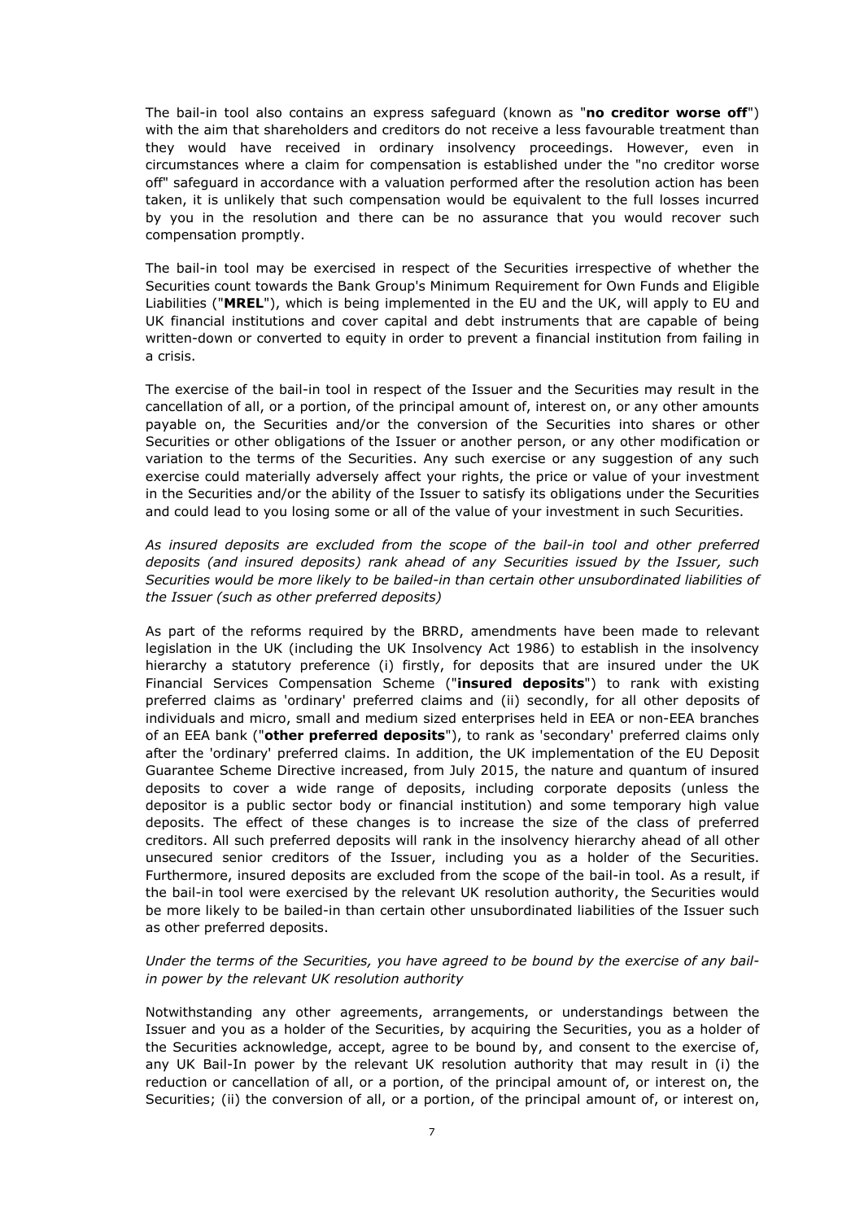The bail-in tool also contains an express safeguard (known as "**no creditor worse off**") with the aim that shareholders and creditors do not receive a less favourable treatment than they would have received in ordinary insolvency proceedings. However, even in circumstances where a claim for compensation is established under the "no creditor worse off" safeguard in accordance with a valuation performed after the resolution action has been taken, it is unlikely that such compensation would be equivalent to the full losses incurred by you in the resolution and there can be no assurance that you would recover such compensation promptly.

The bail-in tool may be exercised in respect of the Securities irrespective of whether the Securities count towards the Bank Group's Minimum Requirement for Own Funds and Eligible Liabilities ("**MREL**"), which is being implemented in the EU and the UK, will apply to EU and UK financial institutions and cover capital and debt instruments that are capable of being written-down or converted to equity in order to prevent a financial institution from failing in a crisis.

The exercise of the bail-in tool in respect of the Issuer and the Securities may result in the cancellation of all, or a portion, of the principal amount of, interest on, or any other amounts payable on, the Securities and/or the conversion of the Securities into shares or other Securities or other obligations of the Issuer or another person, or any other modification or variation to the terms of the Securities. Any such exercise or any suggestion of any such exercise could materially adversely affect your rights, the price or value of your investment in the Securities and/or the ability of the Issuer to satisfy its obligations under the Securities and could lead to you losing some or all of the value of your investment in such Securities.

*As insured deposits are excluded from the scope of the bail-in tool and other preferred deposits (and insured deposits) rank ahead of any Securities issued by the Issuer, such Securities would be more likely to be bailed-in than certain other unsubordinated liabilities of the Issuer (such as other preferred deposits)*

As part of the reforms required by the BRRD, amendments have been made to relevant legislation in the UK (including the UK Insolvency Act 1986) to establish in the insolvency hierarchy a statutory preference (i) firstly, for deposits that are insured under the UK Financial Services Compensation Scheme ("**insured deposits**") to rank with existing preferred claims as 'ordinary' preferred claims and (ii) secondly, for all other deposits of individuals and micro, small and medium sized enterprises held in EEA or non-EEA branches of an EEA bank ("**other preferred deposits**"), to rank as 'secondary' preferred claims only after the 'ordinary' preferred claims. In addition, the UK implementation of the EU Deposit Guarantee Scheme Directive increased, from July 2015, the nature and quantum of insured deposits to cover a wide range of deposits, including corporate deposits (unless the depositor is a public sector body or financial institution) and some temporary high value deposits. The effect of these changes is to increase the size of the class of preferred creditors. All such preferred deposits will rank in the insolvency hierarchy ahead of all other unsecured senior creditors of the Issuer, including you as a holder of the Securities. Furthermore, insured deposits are excluded from the scope of the bail-in tool. As a result, if the bail-in tool were exercised by the relevant UK resolution authority, the Securities would be more likely to be bailed-in than certain other unsubordinated liabilities of the Issuer such as other preferred deposits.

*Under the terms of the Securities, you have agreed to be bound by the exercise of any bail-in power by the relevant UK resolution authority*

Notwithstanding any other agreements, arrangements, or understandings between the Issuer and you as a holder of the Securities, by acquiring the Securities, you as a holder of the Securities acknowledge, accept, agree to be bound by, and consent to the exercise of, any UK Bail-In power by the relevant UK resolution authority that may result in (i) the reduction or cancellation of all, or a portion, of the principal amount of, or interest on, the Securities; (ii) the conversion of all, or a portion, of the principal amount of, or interest on,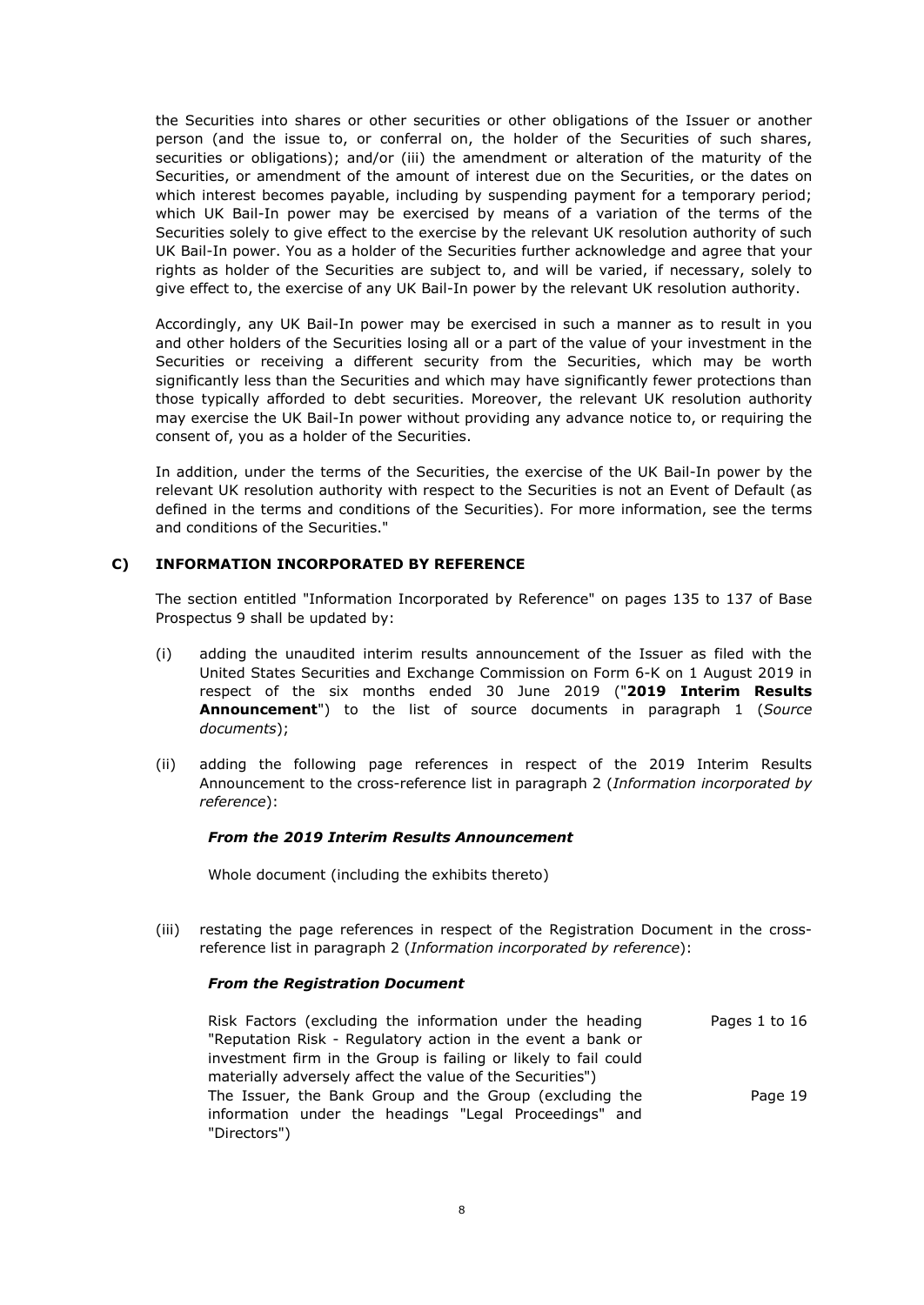the Securities into shares or other securities or other obligations of the Issuer or another person (and the issue to, or conferral on, the holder of the Securities of such shares, securities or obligations); and/or (iii) the amendment or alteration of the maturity of the Securities, or amendment of the amount of interest due on the Securities, or the dates on which interest becomes payable, including by suspending payment for a temporary period; which UK Bail-In power may be exercised by means of a variation of the terms of the Securities solely to give effect to the exercise by the relevant UK resolution authority of such UK Bail-In power. You as a holder of the Securities further acknowledge and agree that your rights as holder of the Securities are subject to, and will be varied, if necessary, solely to give effect to, the exercise of any UK Bail-In power by the relevant UK resolution authority.

Accordingly, any UK Bail-In power may be exercised in such a manner as to result in you and other holders of the Securities losing all or a part of the value of your investment in the Securities or receiving a different security from the Securities, which may be worth significantly less than the Securities and which may have significantly fewer protections than those typically afforded to debt securities. Moreover, the relevant UK resolution authority may exercise the UK Bail-In power without providing any advance notice to, or requiring the consent of, you as a holder of the Securities.

In addition, under the terms of the Securities, the exercise of the UK Bail-In power by the relevant UK resolution authority with respect to the Securities is not an Event of Default (as defined in the terms and conditions of the Securities). For more information, see the terms and conditions of the Securities."

## C) INFORMATION INCORPORATED BY REFERENCE

The section entitled "Information Incorporated by Reference" on pages 135 to 137 of Base Prospectus 9 shall be updated by:

(i) adding the unaudited interim results announcement of the Issuer as filed with the United States Securities and Exchange Commission on Form 6-K on 1 August 2019 in respect of the six months ended 30 June 2019 ("**2019 Interim Results Announcement**") to the list of source documents in paragraph 1 (*Source documents*);

(ii) adding the following page references in respect of the 2019 Interim Results Announcement to the cross-reference list in paragraph 2 (*Information incorporated by reference*):

***From the 2019 Interim Results Announcement***

Whole document (including the exhibits thereto)

(iii) restating the page references in respect of the Registration Document in the cross-reference list in paragraph 2 (*Information incorporated by reference*):

***From the Registration Document***

| | |
|---|---|
| Risk Factors (excluding the information under the heading "Reputation Risk - Regulatory action in the event a bank or investment firm in the Group is failing or likely to fail could materially adversely affect the value of the Securities") | Pages 1 to 16 |
| The Issuer, the Bank Group and the Group (excluding the information under the headings "Legal Proceedings" and "Directors") | Page 19 |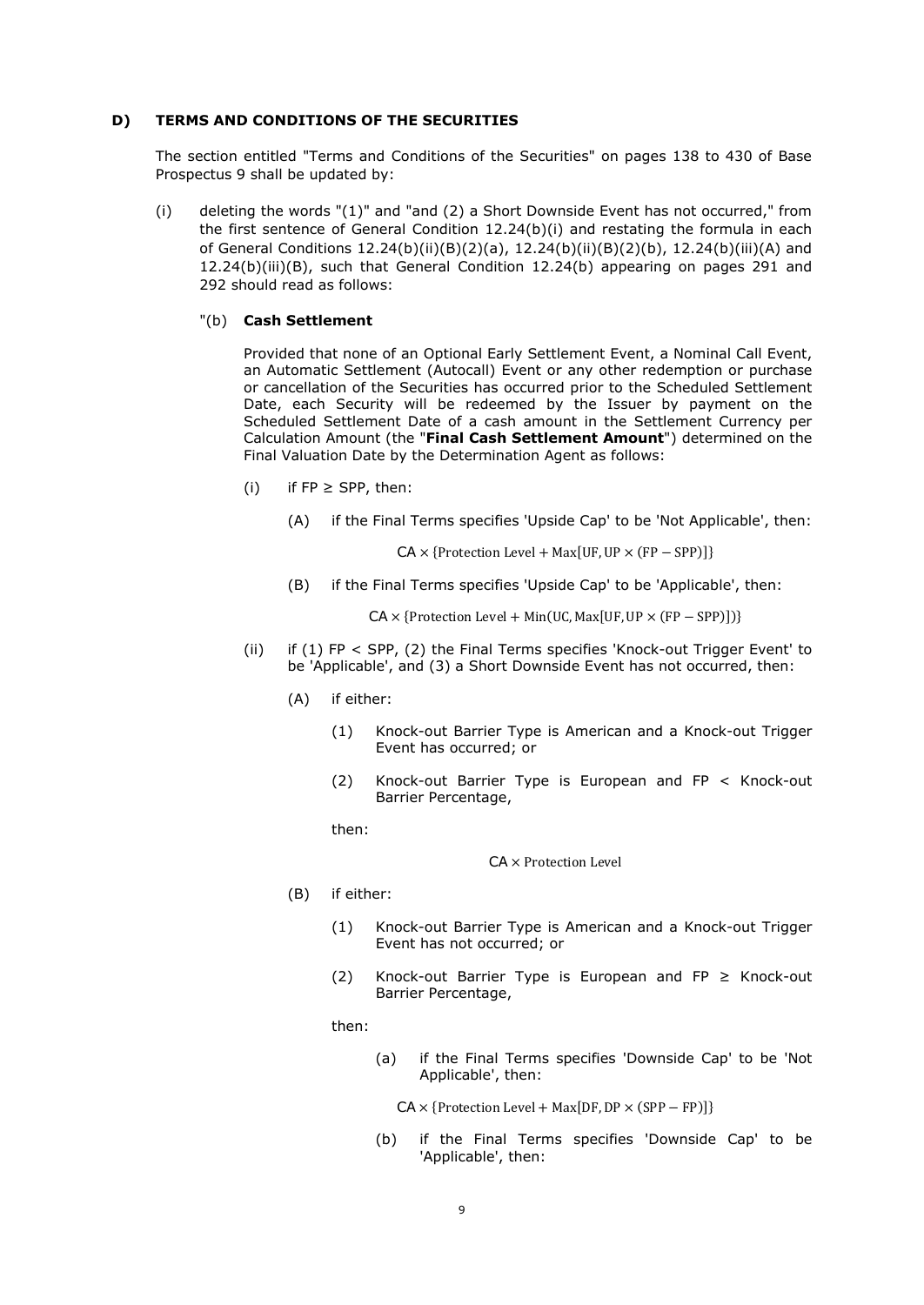**D) TERMS AND CONDITIONS OF THE SECURITIES**

The section entitled "Terms and Conditions of the Securities" on pages 138 to 430 of Base Prospectus 9 shall be updated by:

(i) deleting the words "(1)" and "and (2) a Short Downside Event has not occurred," from the first sentence of General Condition 12.24(b)(i) and restating the formula in each of General Conditions 12.24(b)(ii)(B)(2)(a), 12.24(b)(ii)(B)(2)(b), 12.24(b)(iii)(A) and 12.24(b)(iii)(B), such that General Condition 12.24(b) appearing on pages 291 and 292 should read as follows:

"(b) **Cash Settlement**

Provided that none of an Optional Early Settlement Event, a Nominal Call Event, an Automatic Settlement (Autocall) Event or any other redemption or purchase or cancellation of the Securities has occurred prior to the Scheduled Settlement Date, each Security will be redeemed by the Issuer by payment on the Scheduled Settlement Date of a cash amount in the Settlement Currency per Calculation Amount (the "**Final Cash Settlement Amount**") determined on the Final Valuation Date by the Determination Agent as follows:

(i) if FP ≥ SPP, then:

(A) if the Final Terms specifies 'Upside Cap' to be 'Not Applicable', then:

$$\text{CA} \times \{\text{Protection Level} + \text{Max}[\text{UF}, \text{UP} \times (\text{FP} - \text{SPP})]\}$$

(B) if the Final Terms specifies 'Upside Cap' to be 'Applicable', then:

$$\text{CA} \times \{\text{Protection Level} + \text{Min}(\text{UC}, \text{Max}[\text{UF}, \text{UP} \times (\text{FP} - \text{SPP})])\}$$

(ii) if (1) FP < SPP, (2) the Final Terms specifies 'Knock-out Trigger Event' to be 'Applicable', and (3) a Short Downside Event has not occurred, then:

(A) if either:

(1) Knock-out Barrier Type is American and a Knock-out Trigger Event has occurred; or

(2) Knock-out Barrier Type is European and FP < Knock-out Barrier Percentage,

then:

$$\text{CA} \times \text{Protection Level}$$

(B) if either:

(1) Knock-out Barrier Type is American and a Knock-out Trigger Event has not occurred; or

(2) Knock-out Barrier Type is European and FP ≥ Knock-out Barrier Percentage,

then:

(a) if the Final Terms specifies 'Downside Cap' to be 'Not Applicable', then:

$$\text{CA} \times \{\text{Protection Level} + \text{Max}[\text{DF}, \text{DP} \times (\text{SPP} - \text{FP})]\}$$

(b) if the Final Terms specifies 'Downside Cap' to be 'Applicable', then: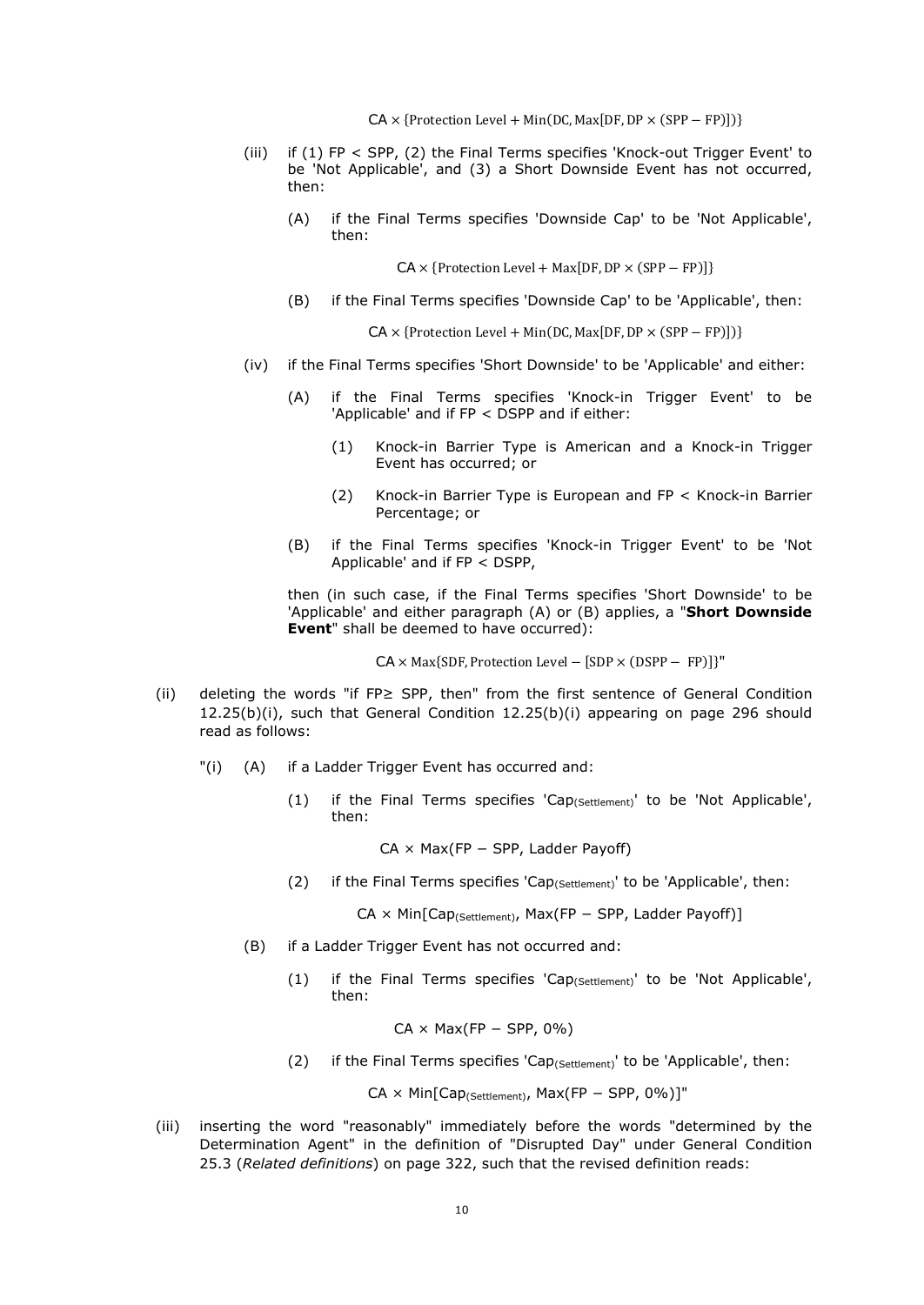$$CA \times \{\text{Protection Level} + \text{Min}(\text{DC}, \text{Max}[\text{DF}, \text{DP} \times (\text{SPP} - \text{FP})])\}$$

(iii) if (1) FP < SPP, (2) the Final Terms specifies 'Knock-out Trigger Event' to be 'Not Applicable', and (3) a Short Downside Event has not occurred, then:

(A) if the Final Terms specifies 'Downside Cap' to be 'Not Applicable', then:

$$CA \times \{\text{Protection Level} + \text{Max}[\text{DF}, \text{DP} \times (\text{SPP} - \text{FP})]\}$$

(B) if the Final Terms specifies 'Downside Cap' to be 'Applicable', then:

$$CA \times \{\text{Protection Level} + \text{Min}(\text{DC}, \text{Max}[\text{DF}, \text{DP} \times (\text{SPP} - \text{FP})])\}$$

(iv) if the Final Terms specifies 'Short Downside' to be 'Applicable' and either:

(A) if the Final Terms specifies 'Knock-in Trigger Event' to be 'Applicable' and if FP < DSPP and if either:

(1) Knock-in Barrier Type is American and a Knock-in Trigger Event has occurred; or

(2) Knock-in Barrier Type is European and FP < Knock-in Barrier Percentage; or

(B) if the Final Terms specifies 'Knock-in Trigger Event' to be 'Not Applicable' and if FP < DSPP,

then (in such case, if the Final Terms specifies 'Short Downside' to be 'Applicable' and either paragraph (A) or (B) applies, a "**Short Downside Event**" shall be deemed to have occurred):

$$CA \times \text{Max}\{\text{SDF}, \text{Protection Level} - [\text{SDP} \times (\text{DSPP} - \text{FP})]\}"$$

(ii) deleting the words "if FP≥ SPP, then" from the first sentence of General Condition 12.25(b)(i), such that General Condition 12.25(b)(i) appearing on page 296 should read as follows:

"(i) (A) if a Ladder Trigger Event has occurred and:

(1) if the Final Terms specifies '$\text{Cap}_{(\text{Settlement})}$' to be 'Not Applicable', then:

$$CA \times \text{Max}(\text{FP} - \text{SPP}, \text{Ladder Payoff})$$

(2) if the Final Terms specifies '$\text{Cap}_{(\text{Settlement})}$' to be 'Applicable', then:

$$CA \times \text{Min}[\text{Cap}_{(\text{Settlement})}, \text{Max}(\text{FP} - \text{SPP}, \text{Ladder Payoff})]$$

(B) if a Ladder Trigger Event has not occurred and:

(1) if the Final Terms specifies '$\text{Cap}_{(\text{Settlement})}$' to be 'Not Applicable', then:

$$CA \times \text{Max}(\text{FP} - \text{SPP}, 0\%)$$

(2) if the Final Terms specifies '$\text{Cap}_{(\text{Settlement})}$' to be 'Applicable', then:

$$CA \times \text{Min}[\text{Cap}_{(\text{Settlement})}, \text{Max}(\text{FP} - \text{SPP}, 0\%)]"$$

(iii) inserting the word "reasonably" immediately before the words "determined by the Determination Agent" in the definition of "Disrupted Day" under General Condition 25.3 (*Related definitions*) on page 322, such that the revised definition reads: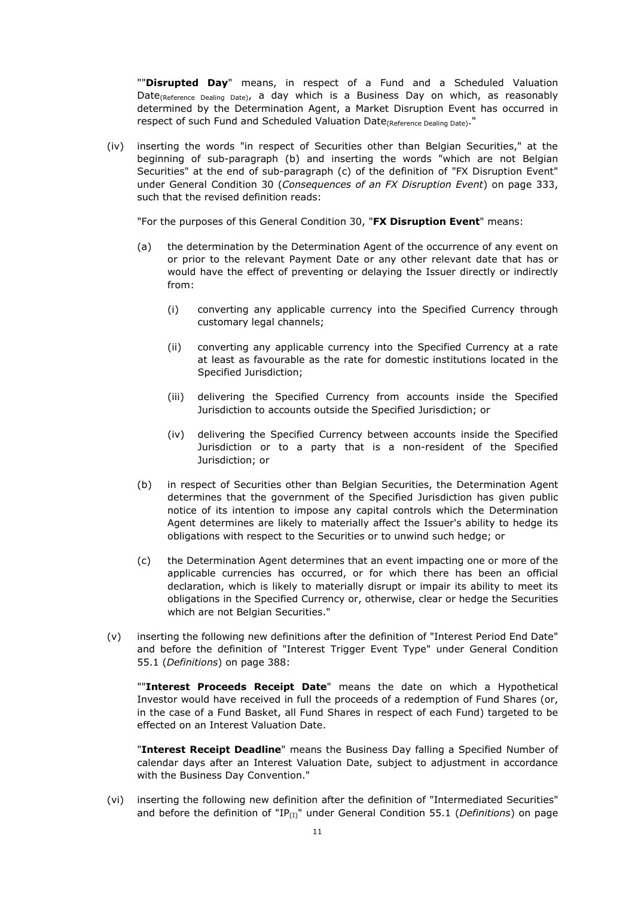""**Disrupted Day**" means, in respect of a Fund and a Scheduled Valuation Date$_{\text{(Reference Dealing Date)}}$, a day which is a Business Day on which, as reasonably determined by the Determination Agent, a Market Disruption Event has occurred in respect of such Fund and Scheduled Valuation Date$_{\text{(Reference Dealing Date)}}$."

(iv) inserting the words "in respect of Securities other than Belgian Securities," at the beginning of sub-paragraph (b) and inserting the words "which are not Belgian Securities" at the end of sub-paragraph (c) of the definition of "FX Disruption Event" under General Condition 30 (*Consequences of an FX Disruption Event*) on page 333, such that the revised definition reads:

"For the purposes of this General Condition 30, "**FX Disruption Event**" means:

(a) the determination by the Determination Agent of the occurrence of any event on or prior to the relevant Payment Date or any other relevant date that has or would have the effect of preventing or delaying the Issuer directly or indirectly from:

(i) converting any applicable currency into the Specified Currency through customary legal channels;

(ii) converting any applicable currency into the Specified Currency at a rate at least as favourable as the rate for domestic institutions located in the Specified Jurisdiction;

(iii) delivering the Specified Currency from accounts inside the Specified Jurisdiction to accounts outside the Specified Jurisdiction; or

(iv) delivering the Specified Currency between accounts inside the Specified Jurisdiction or to a party that is a non-resident of the Specified Jurisdiction; or

(b) in respect of Securities other than Belgian Securities, the Determination Agent determines that the government of the Specified Jurisdiction has given public notice of its intention to impose any capital controls which the Determination Agent determines are likely to materially affect the Issuer's ability to hedge its obligations with respect to the Securities or to unwind such hedge; or

(c) the Determination Agent determines that an event impacting one or more of the applicable currencies has occurred, or for which there has been an official declaration, which is likely to materially disrupt or impair its ability to meet its obligations in the Specified Currency or, otherwise, clear or hedge the Securities which are not Belgian Securities."

(v) inserting the following new definitions after the definition of "Interest Period End Date" and before the definition of "Interest Trigger Event Type" under General Condition 55.1 (*Definitions*) on page 388:

""**Interest Proceeds Receipt Date**" means the date on which a Hypothetical Investor would have received in full the proceeds of a redemption of Fund Shares (or, in the case of a Fund Basket, all Fund Shares in respect of each Fund) targeted to be effected on an Interest Valuation Date.

"**Interest Receipt Deadline**" means the Business Day falling a Specified Number of calendar days after an Interest Valuation Date, subject to adjustment in accordance with the Business Day Convention."

(vi) inserting the following new definition after the definition of "Intermediated Securities" and before the definition of "$IP_{(I)}$" under General Condition 55.1 (*Definitions*) on page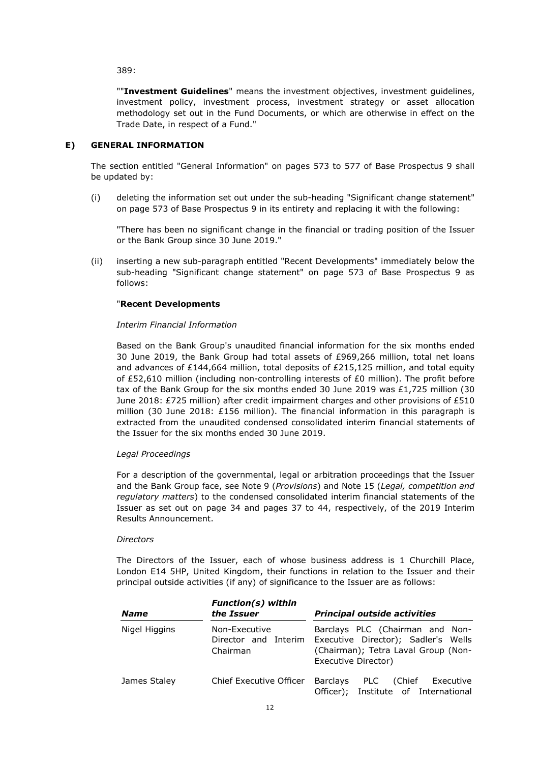389:

""**Investment Guidelines**" means the investment objectives, investment guidelines, investment policy, investment process, investment strategy or asset allocation methodology set out in the Fund Documents, or which are otherwise in effect on the Trade Date, in respect of a Fund."

## E) GENERAL INFORMATION

The section entitled "General Information" on pages 573 to 577 of Base Prospectus 9 shall be updated by:

(i) deleting the information set out under the sub-heading "Significant change statement" on page 573 of Base Prospectus 9 in its entirety and replacing it with the following:

"There has been no significant change in the financial or trading position of the Issuer or the Bank Group since 30 June 2019."

(ii) inserting a new sub-paragraph entitled "Recent Developments" immediately below the sub-heading "Significant change statement" on page 573 of Base Prospectus 9 as follows:

"**Recent Developments**

*Interim Financial Information*

Based on the Bank Group's unaudited financial information for the six months ended 30 June 2019, the Bank Group had total assets of £969,266 million, total net loans and advances of £144,664 million, total deposits of £215,125 million, and total equity of £52,610 million (including non-controlling interests of £0 million). The profit before tax of the Bank Group for the six months ended 30 June 2019 was £1,725 million (30 June 2018: £725 million) after credit impairment charges and other provisions of £510 million (30 June 2018: £156 million). The financial information in this paragraph is extracted from the unaudited condensed consolidated interim financial statements of the Issuer for the six months ended 30 June 2019.

*Legal Proceedings*

For a description of the governmental, legal or arbitration proceedings that the Issuer and the Bank Group face, see Note 9 (*Provisions*) and Note 15 (*Legal, competition and regulatory matters*) to the condensed consolidated interim financial statements of the Issuer as set out on page 34 and pages 37 to 44, respectively, of the 2019 Interim Results Announcement.

*Directors*

The Directors of the Issuer, each of whose business address is 1 Churchill Place, London E14 5HP, United Kingdom, their functions in relation to the Issuer and their principal outside activities (if any) of significance to the Issuer are as follows:

| *Name* | *Function(s) within the Issuer* | *Principal outside activities* |
|---|---|---|
| Nigel Higgins | Non-Executive Director and Interim Chairman | Barclays PLC (Chairman and Non-Executive Director); Sadler's Wells (Chairman); Tetra Laval Group (Non-Executive Director) |
| James Staley | Chief Executive Officer | Barclays PLC (Chief Executive Officer); Institute of International |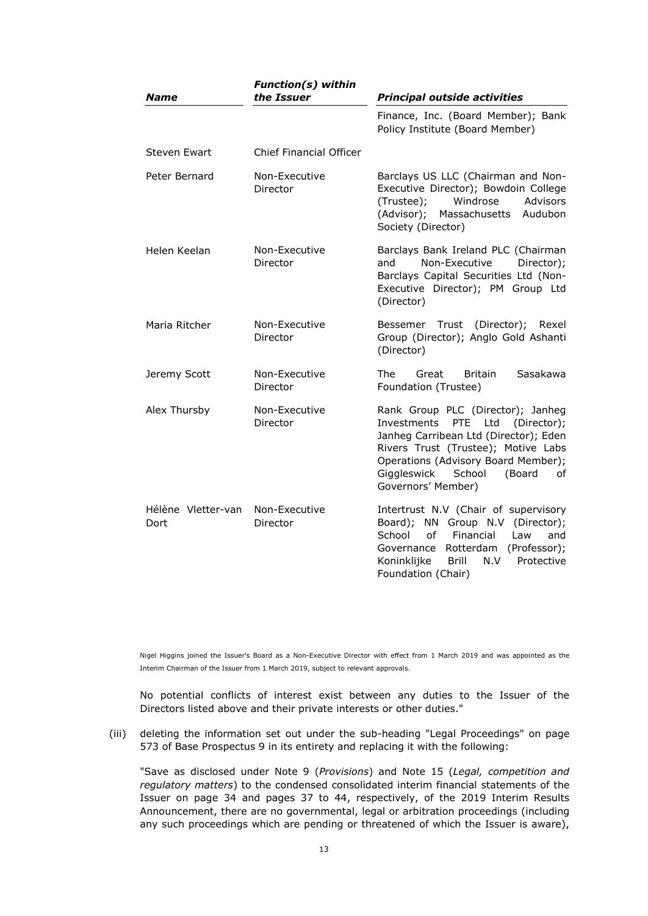| *Name* | *Function(s) within the Issuer* | *Principal outside activities* |
|---|---|---|
| | | Finance, Inc. (Board Member); Bank Policy Institute (Board Member) |
| Steven Ewart | Chief Financial Officer | |
| Peter Bernard | Non-Executive Director | Barclays US LLC (Chairman and Non-Executive Director); Bowdoin College (Trustee); Windrose Advisors (Advisor); Massachusetts Audubon Society (Director) |
| Helen Keelan | Non-Executive Director | Barclays Bank Ireland PLC (Chairman and Non-Executive Director); Barclays Capital Securities Ltd (Non-Executive Director); PM Group Ltd (Director) |
| Maria Ritcher | Non-Executive Director | Bessemer Trust (Director); Rexel Group (Director); Anglo Gold Ashanti (Director) |
| Jeremy Scott | Non-Executive Director | The Great Britain Sasakawa Foundation (Trustee) |
| Alex Thursby | Non-Executive Director | Rank Group PLC (Director); Janheg Investments PTE Ltd (Director); Janheg Carribean Ltd (Director); Eden Rivers Trust (Trustee); Motive Labs Operations (Advisory Board Member); Giggleswick School (Board of Governors' Member) |
| Hélène Vletter-van Dort | Non-Executive Director | Intertrust N.V (Chair of supervisory Board); NN Group N.V (Director); School of Financial Law and Governance Rotterdam (Professor); Koninklijke Brill N.V Protective Foundation (Chair) |

Nigel Higgins joined the Issuer's Board as a Non-Executive Director with effect from 1 March 2019 and was appointed as the Interim Chairman of the Issuer from 1 March 2019, subject to relevant approvals.

No potential conflicts of interest exist between any duties to the Issuer of the Directors listed above and their private interests or other duties."

(iii) deleting the information set out under the sub-heading "Legal Proceedings" on page 573 of Base Prospectus 9 in its entirety and replacing it with the following:

"Save as disclosed under Note 9 (*Provisions*) and Note 15 (*Legal, competition and regulatory matters*) to the condensed consolidated interim financial statements of the Issuer on page 34 and pages 37 to 44, respectively, of the 2019 Interim Results Announcement, there are no governmental, legal or arbitration proceedings (including any such proceedings which are pending or threatened of which the Issuer is aware),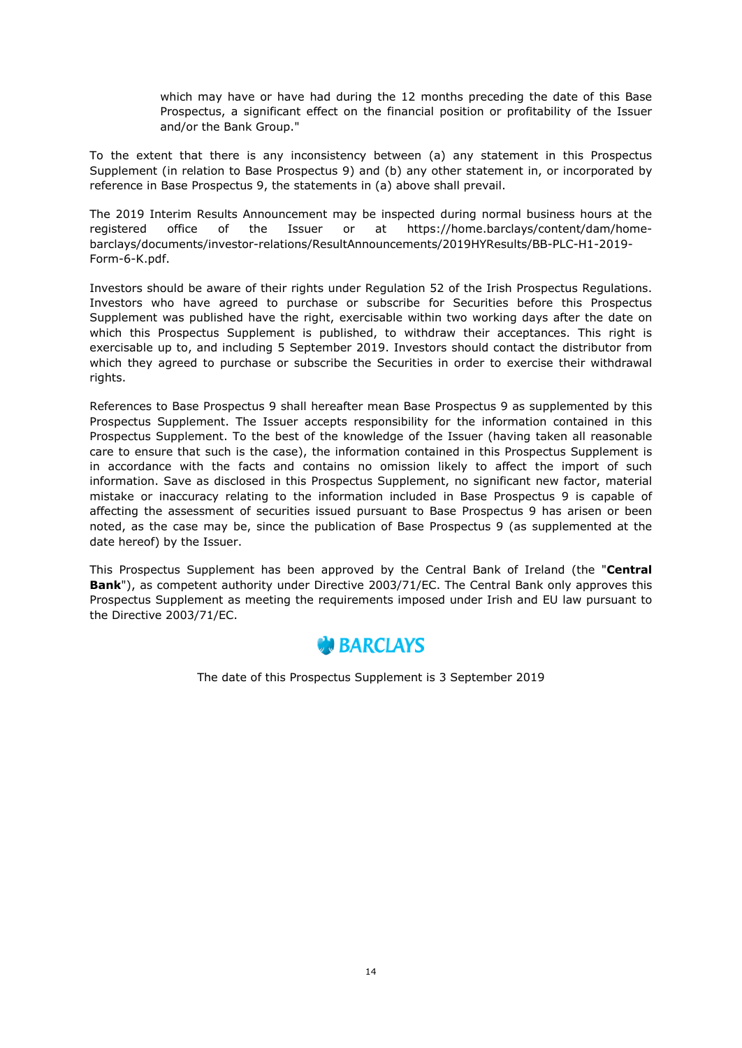which may have or have had during the 12 months preceding the date of this Base Prospectus, a significant effect on the financial position or profitability of the Issuer and/or the Bank Group."

To the extent that there is any inconsistency between (a) any statement in this Prospectus Supplement (in relation to Base Prospectus 9) and (b) any other statement in, or incorporated by reference in Base Prospectus 9, the statements in (a) above shall prevail.

The 2019 Interim Results Announcement may be inspected during normal business hours at the registered office of the Issuer or at https://home.barclays/content/dam/home-barclays/documents/investor-relations/ResultAnnouncements/2019HYResults/BB-PLC-H1-2019-Form-6-K.pdf.

Investors should be aware of their rights under Regulation 52 of the Irish Prospectus Regulations. Investors who have agreed to purchase or subscribe for Securities before this Prospectus Supplement was published have the right, exercisable within two working days after the date on which this Prospectus Supplement is published, to withdraw their acceptances. This right is exercisable up to, and including 5 September 2019. Investors should contact the distributor from which they agreed to purchase or subscribe the Securities in order to exercise their withdrawal rights.

References to Base Prospectus 9 shall hereafter mean Base Prospectus 9 as supplemented by this Prospectus Supplement. The Issuer accepts responsibility for the information contained in this Prospectus Supplement. To the best of the knowledge of the Issuer (having taken all reasonable care to ensure that such is the case), the information contained in this Prospectus Supplement is in accordance with the facts and contains no omission likely to affect the import of such information. Save as disclosed in this Prospectus Supplement, no significant new factor, material mistake or inaccuracy relating to the information included in Base Prospectus 9 is capable of affecting the assessment of securities issued pursuant to Base Prospectus 9 has arisen or been noted, as the case may be, since the publication of Base Prospectus 9 (as supplemented at the date hereof) by the Issuer.

This Prospectus Supplement has been approved by the Central Bank of Ireland (the "**Central Bank**"), as competent authority under Directive 2003/71/EC. The Central Bank only approves this Prospectus Supplement as meeting the requirements imposed under Irish and EU law pursuant to the Directive 2003/71/EC.

BARCLAYS

The date of this Prospectus Supplement is 3 September 2019